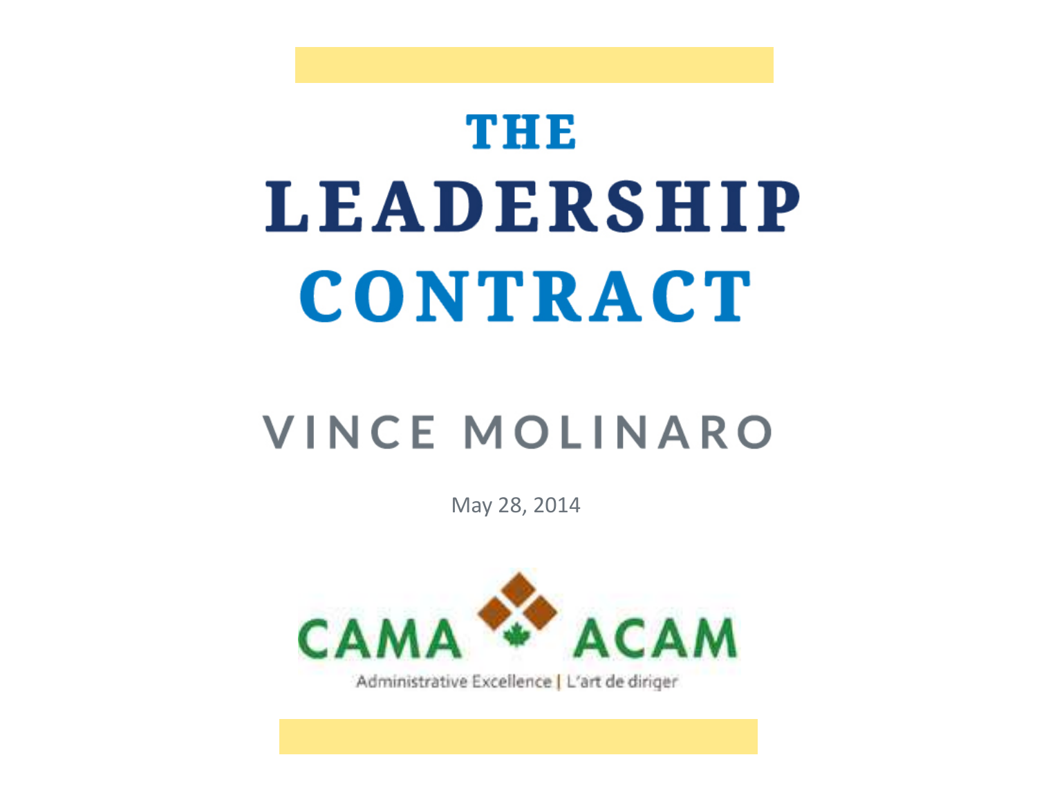# THE LEADERSHIP CONTRACT

## VINCE MOLINARO

May 28, 2014

CAMA ACAM

Administrative Excellence | L'art de diriger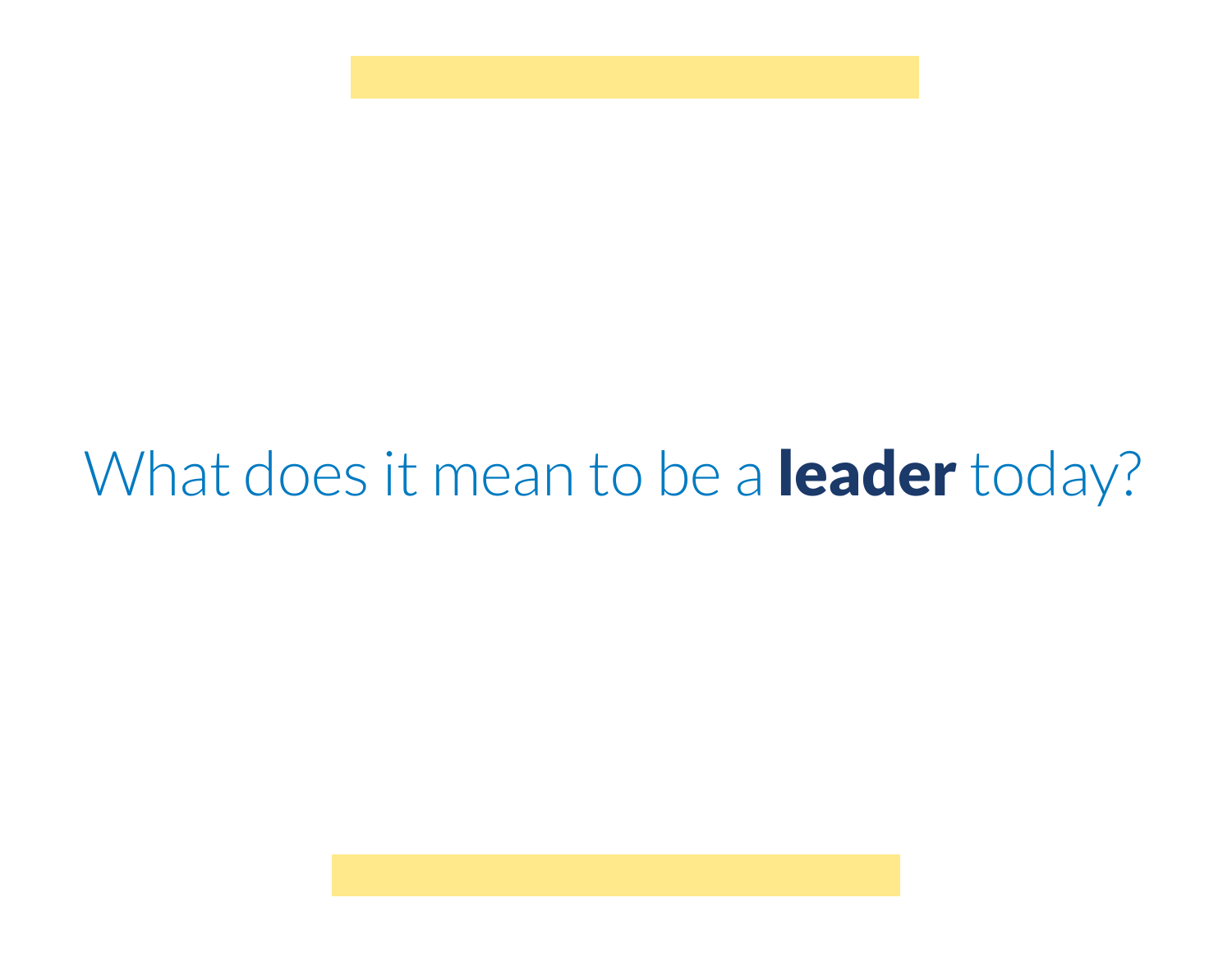What does it mean to be a **leader** today?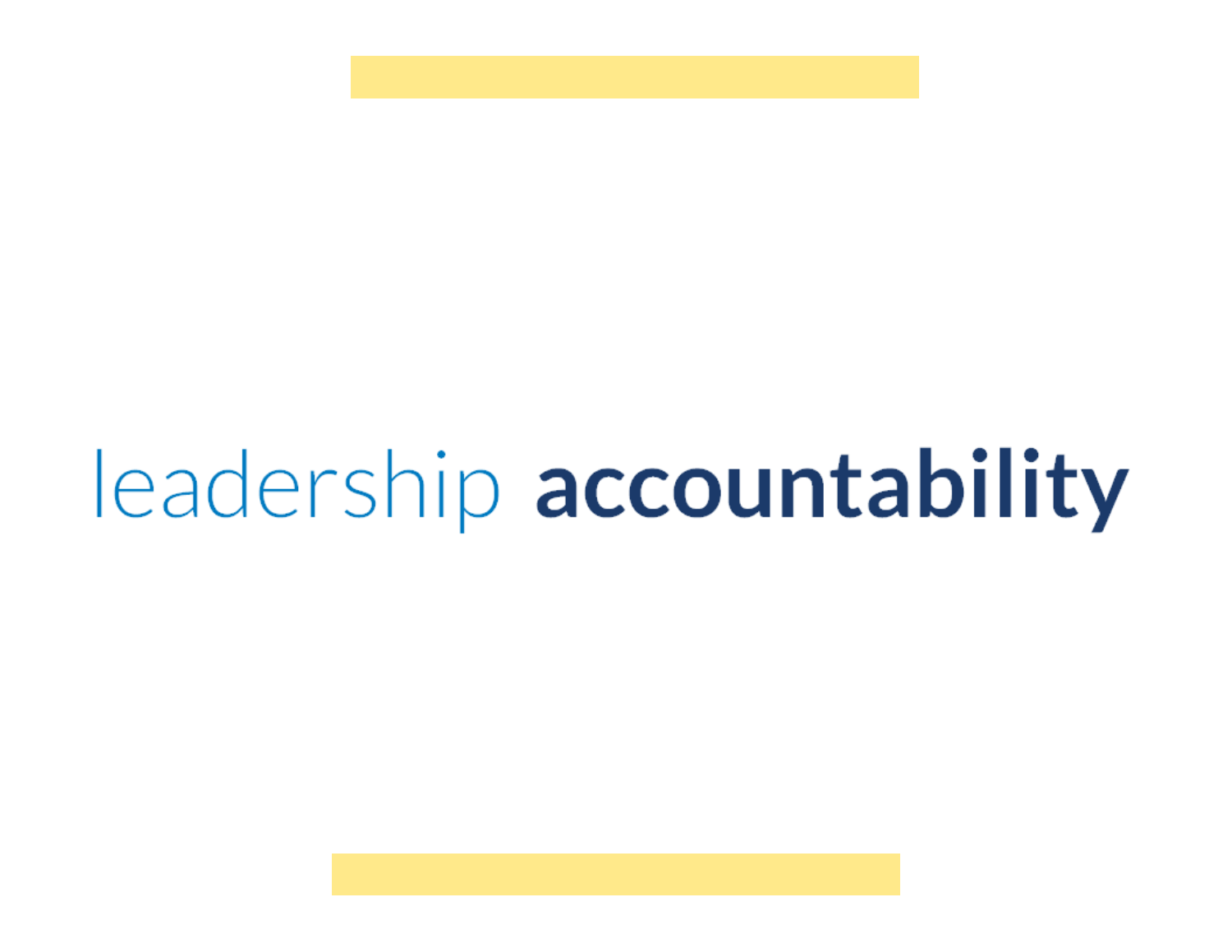leadership **accountability**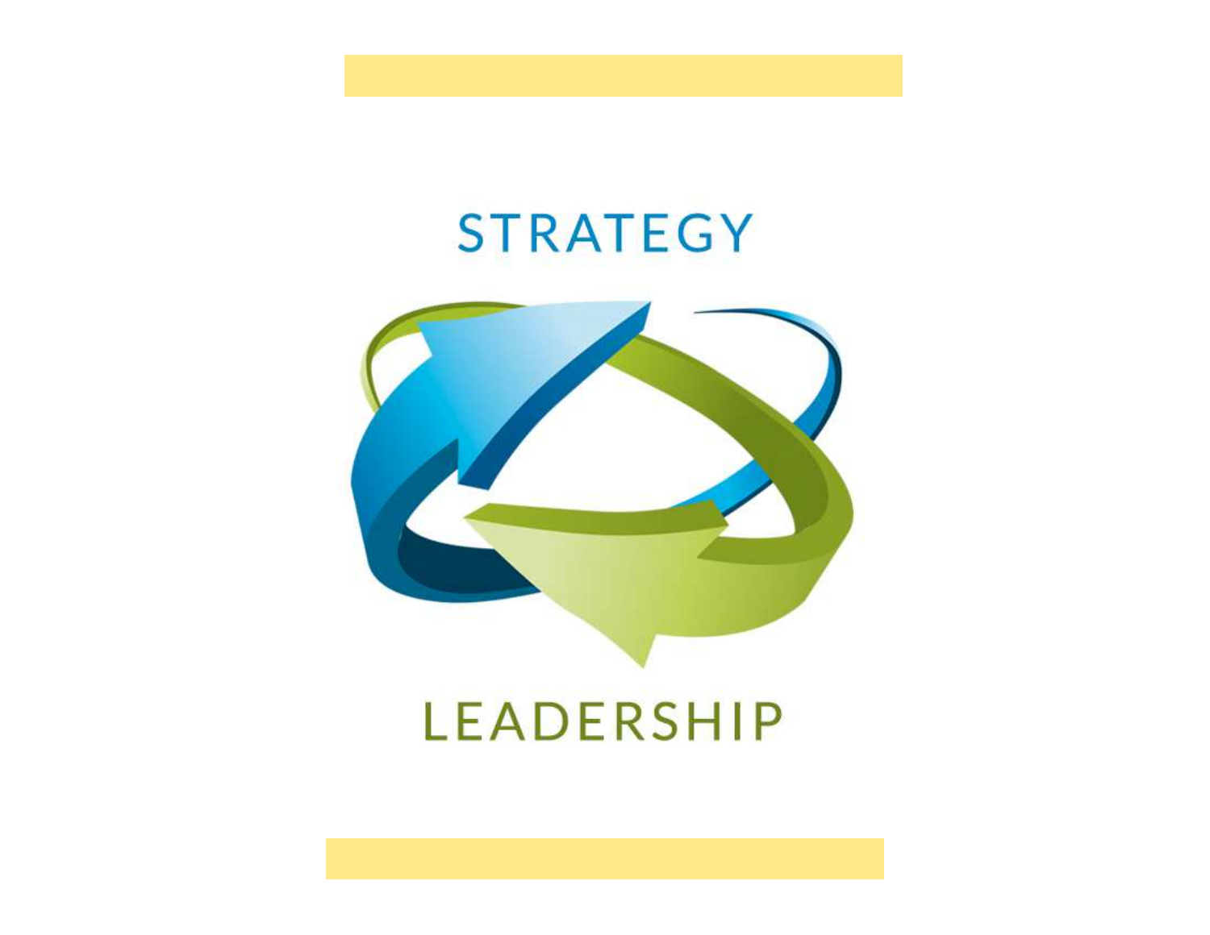STRATEGY

LEADERSHIP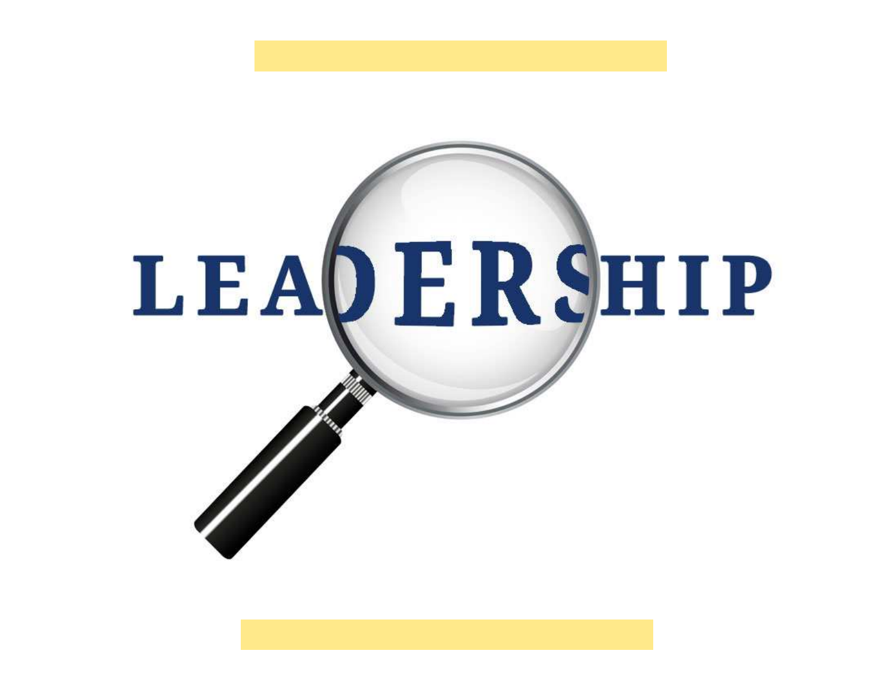LEADERSHIP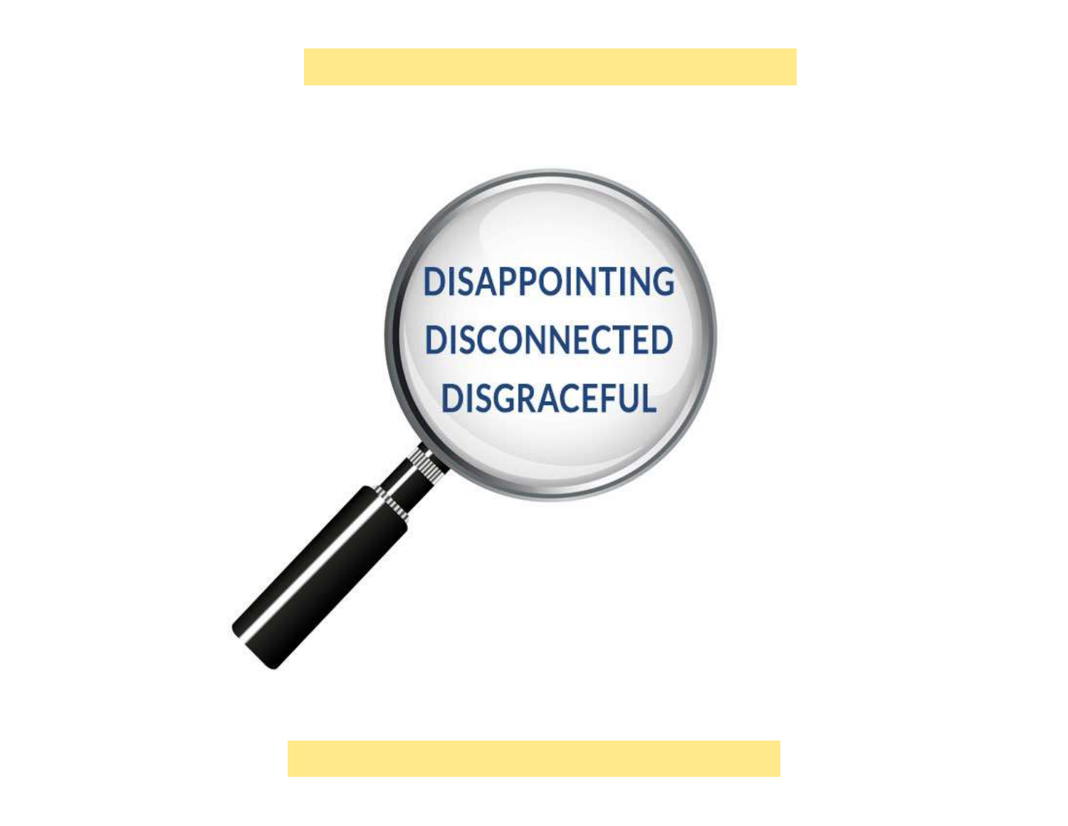DISAPPOINTING

DISCONNECTED

DISGRACEFUL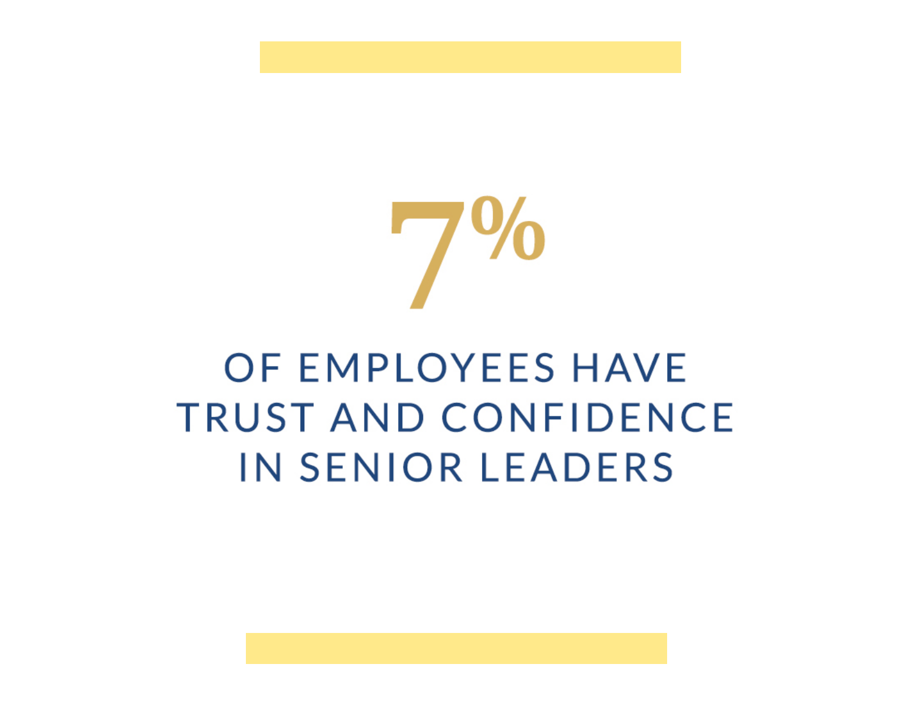# 7%

OF EMPLOYEES HAVE TRUST AND CONFIDENCE IN SENIOR LEADERS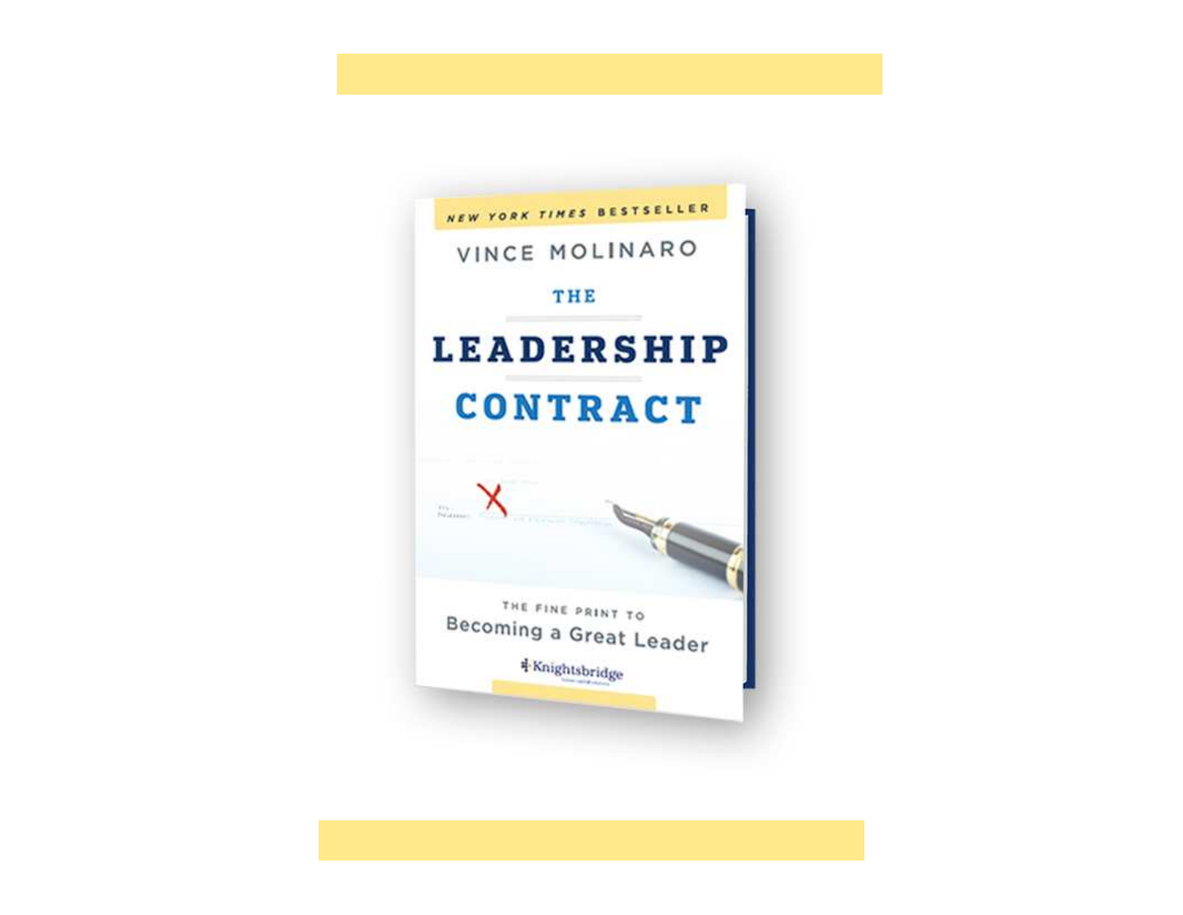NEW YORK TIMES BESTSELLER

VINCE MOLINARO

# THE LEADERSHIP CONTRACT

THE FINE PRINT TO
Becoming a Great Leader

Knightsbridge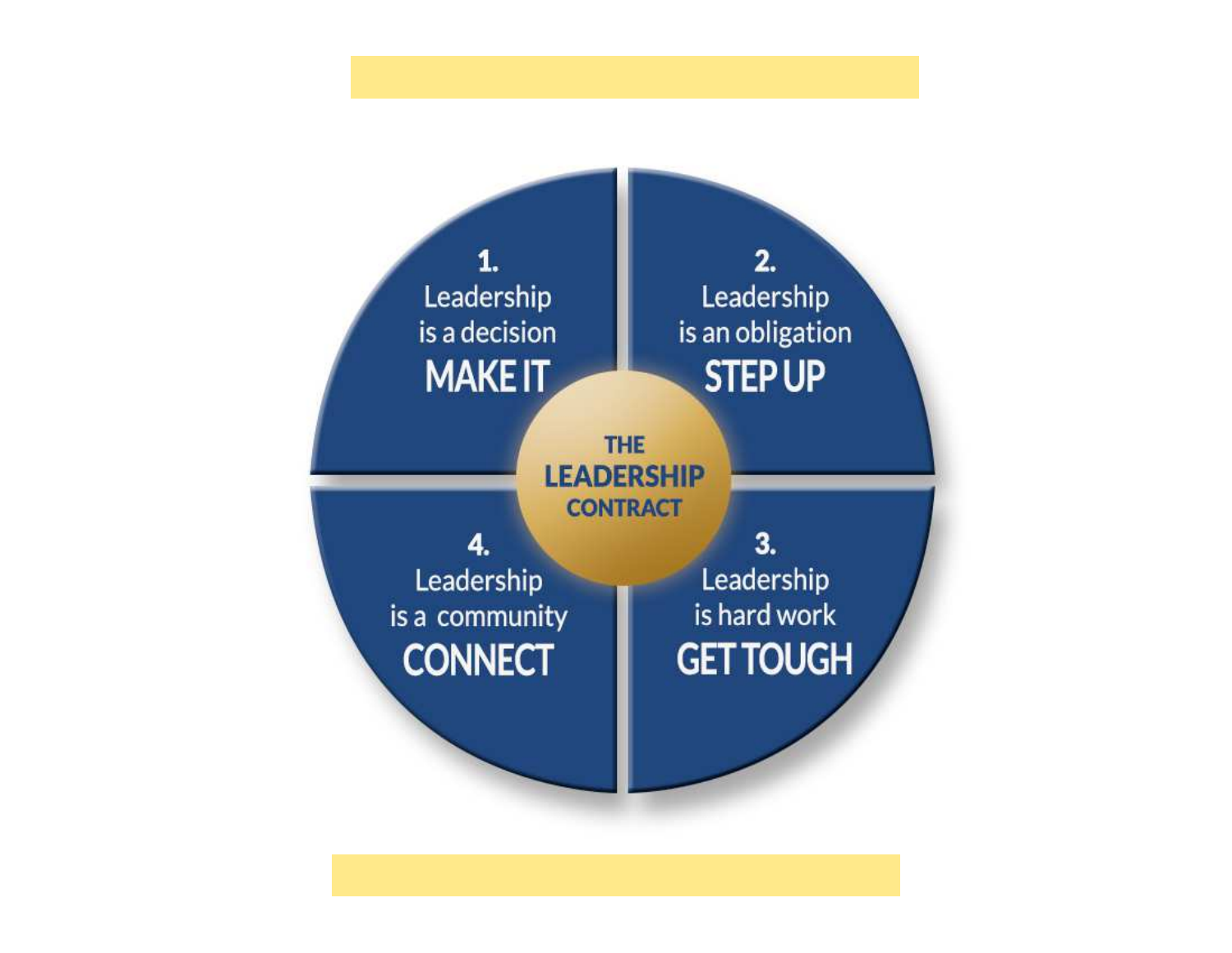THE LEADERSHIP CONTRACT

1. Leadership is a decision
**MAKE IT**

2. Leadership is an obligation
**STEP UP**

3. Leadership is hard work
**GET TOUGH**

4. Leadership is a community
**CONNECT**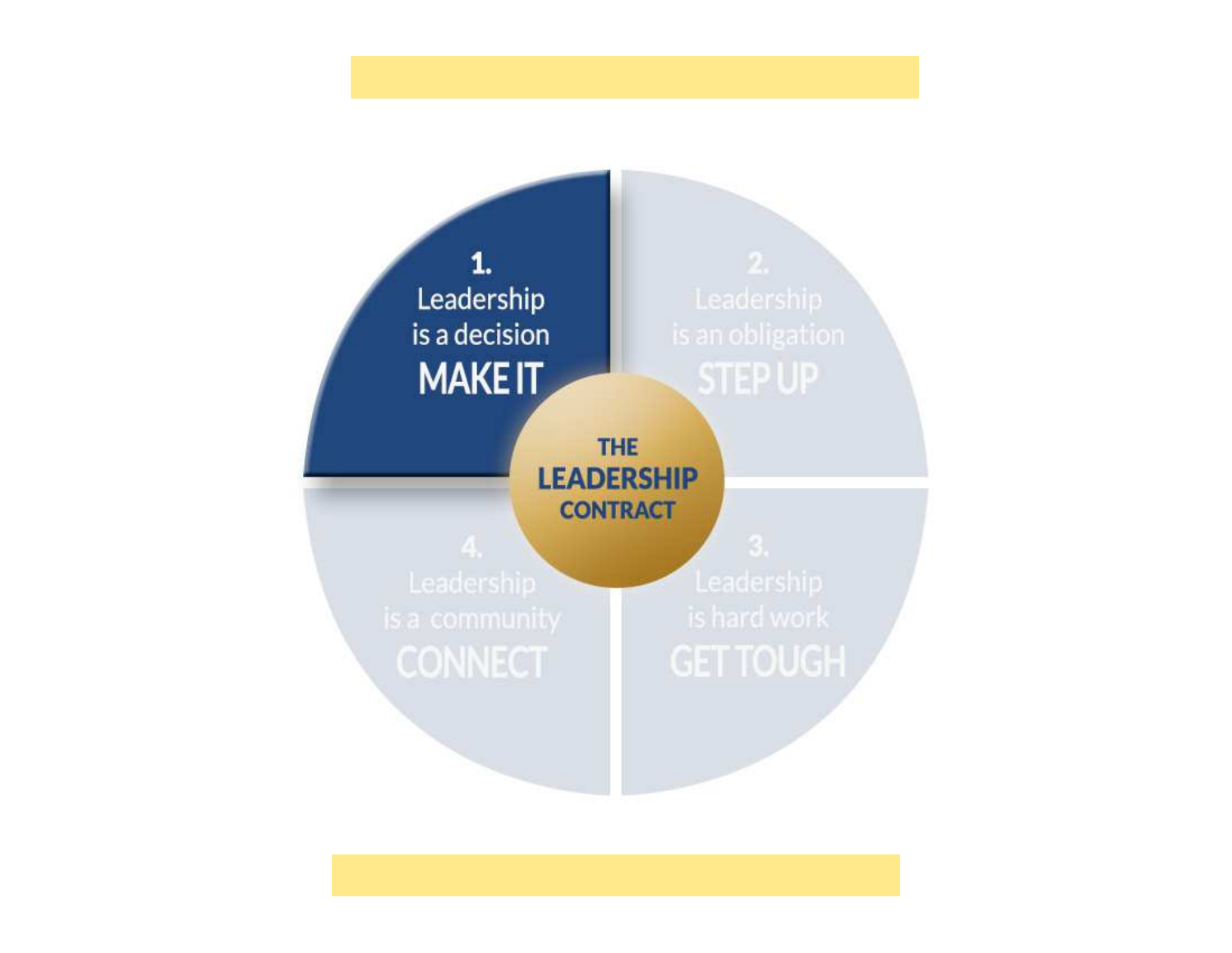1.
Leadership
is a decision
MAKE IT

2.
Leadership
is an obligation
STEP UP

THE
LEADERSHIP
CONTRACT

4.
Leadership
is a community
CONNECT

3.
Leadership
is hard work
GET TOUGH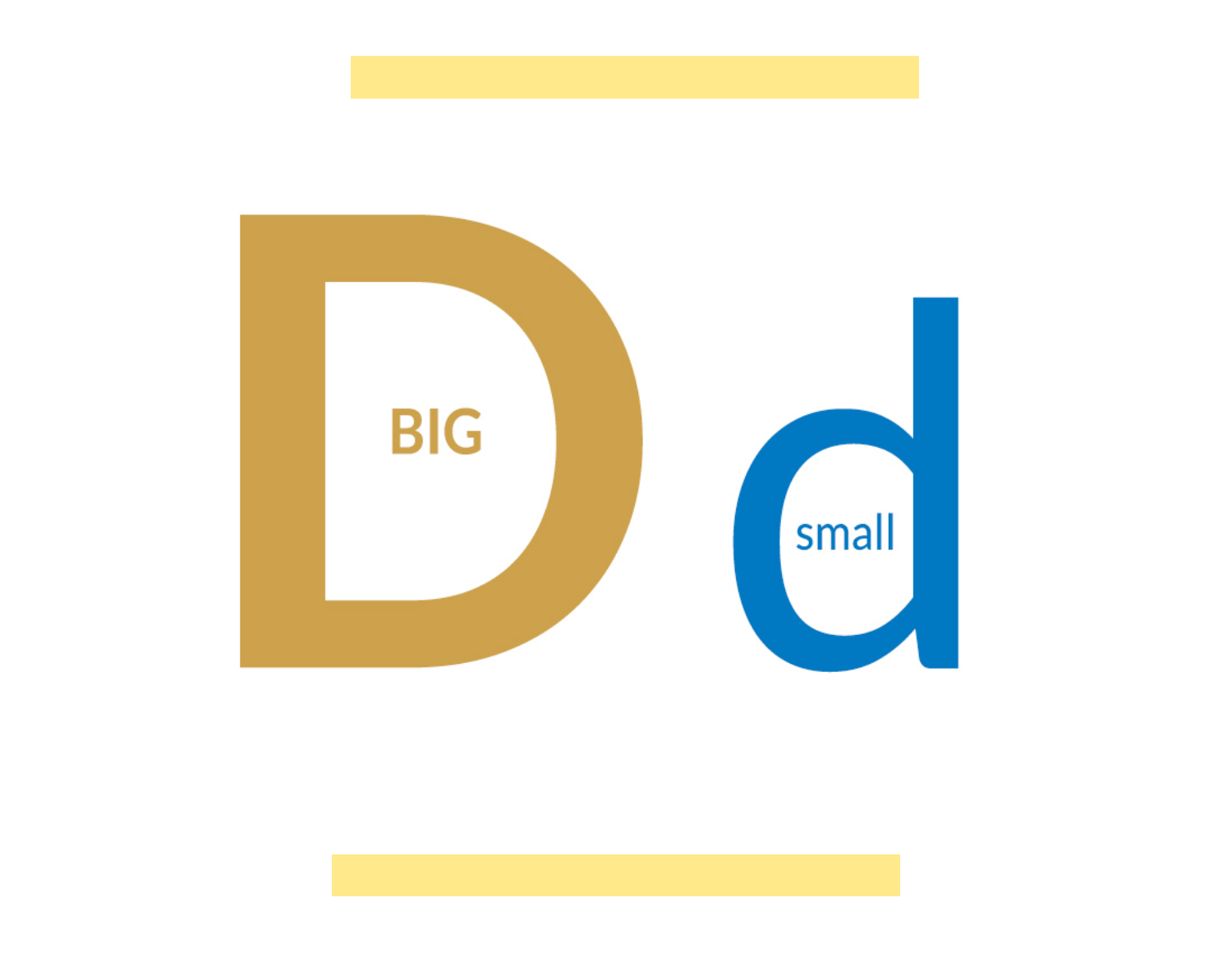# D d

BIG

small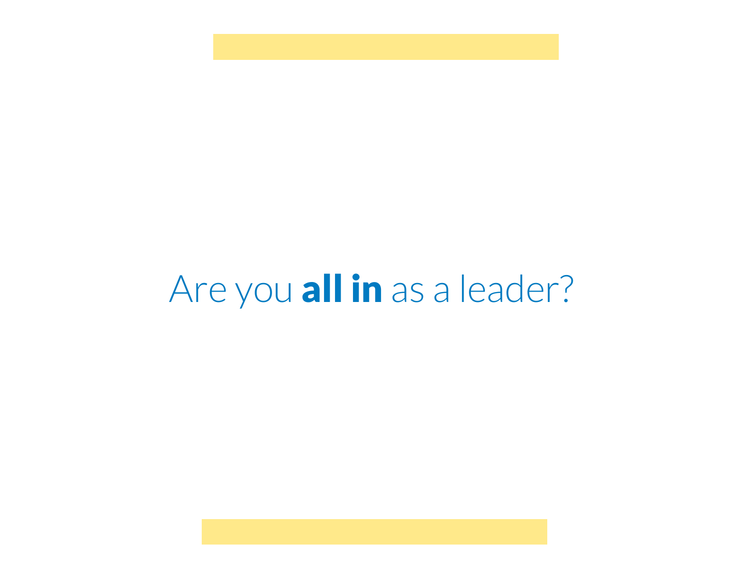Are you **all in** as a leader?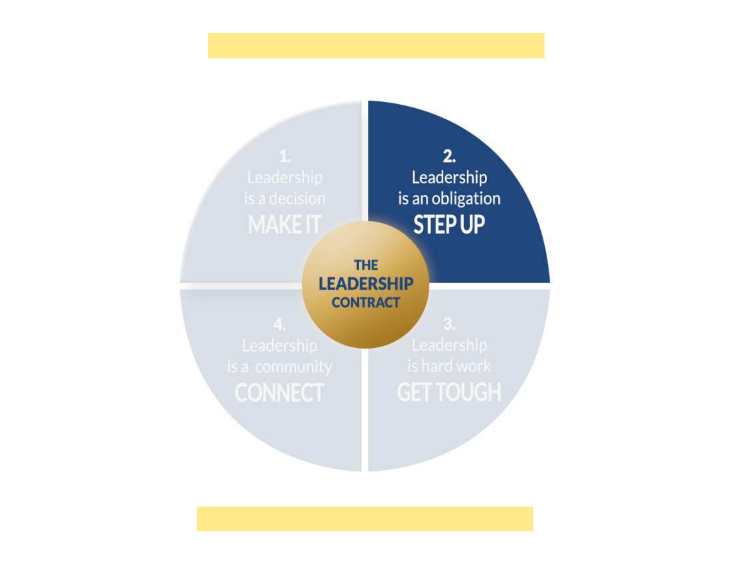1.
Leadership
is a decision
MAKE IT

2.
Leadership
is an obligation
STEP UP

THE
LEADERSHIP
CONTRACT

3.
Leadership
is hard work
GET TOUGH

4.
Leadership
is a community
CONNECT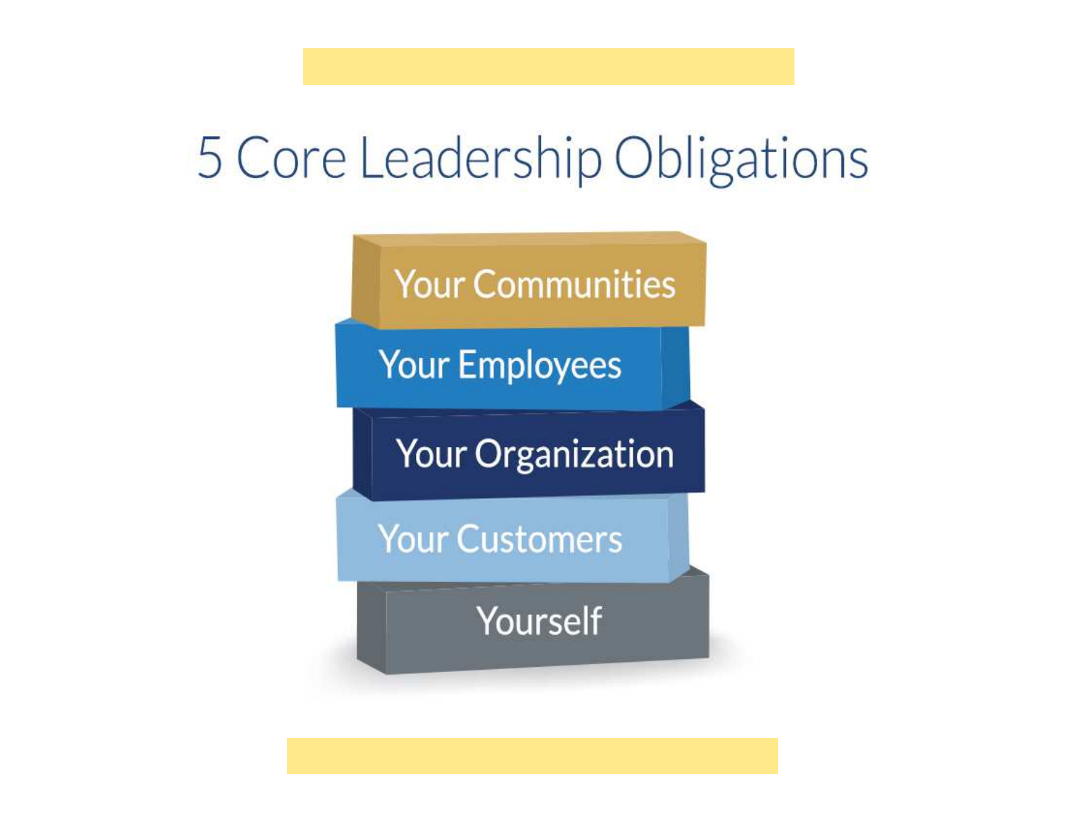# 5 Core Leadership Obligations

- Your Communities
- Your Employees
- Your Organization
- Your Customers
- Yourself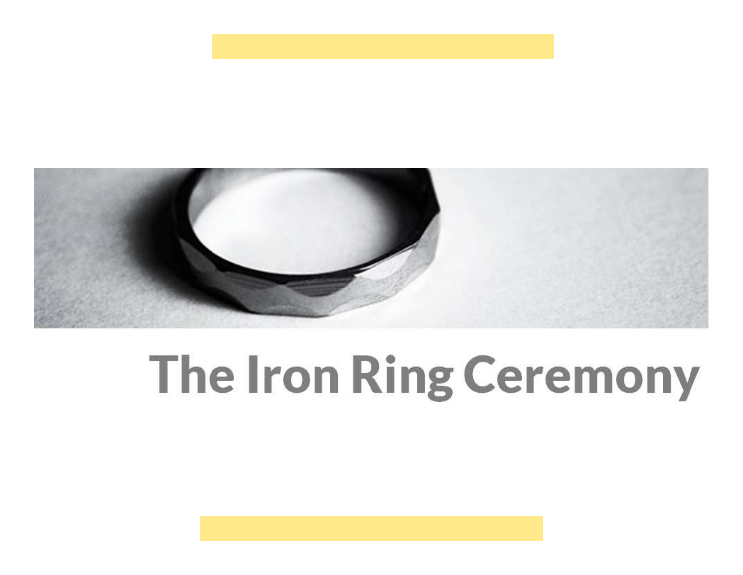# The Iron Ring Ceremony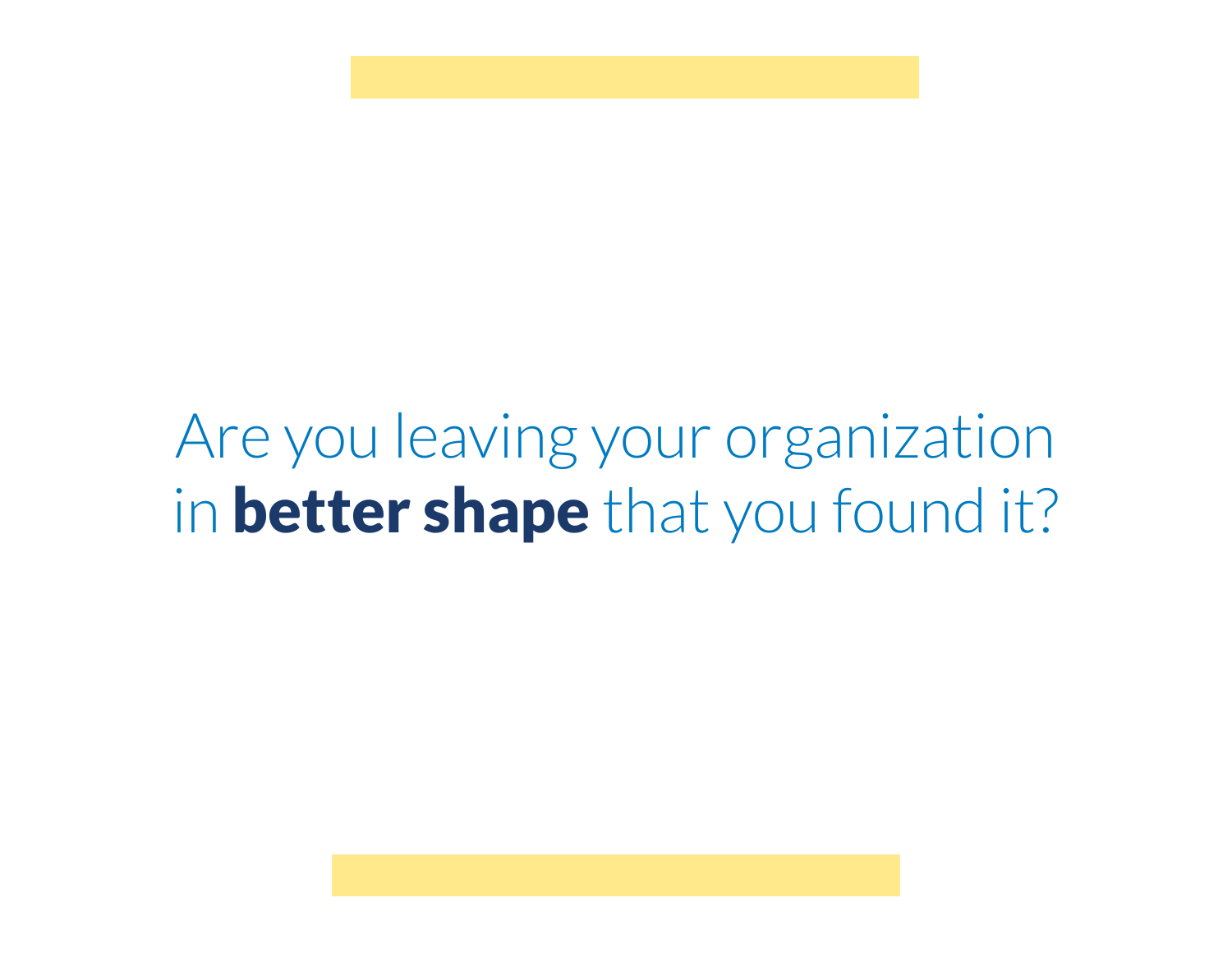Are you leaving your organization in **better shape** that you found it?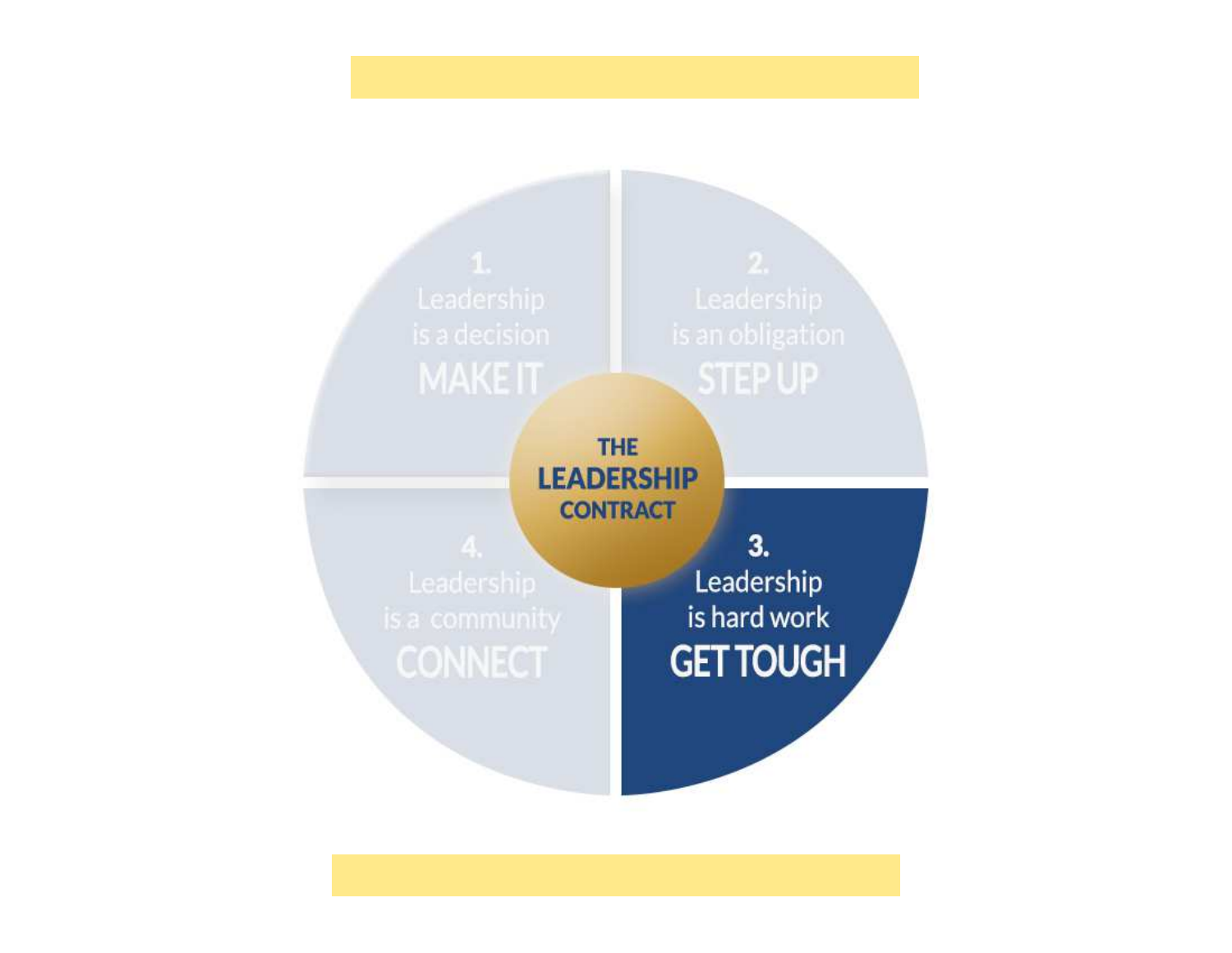THE LEADERSHIP CONTRACT

1. Leadership is a decision
MAKE IT

2. Leadership is an obligation
STEP UP

3. Leadership is hard work
GET TOUGH

4. Leadership is a community
CONNECT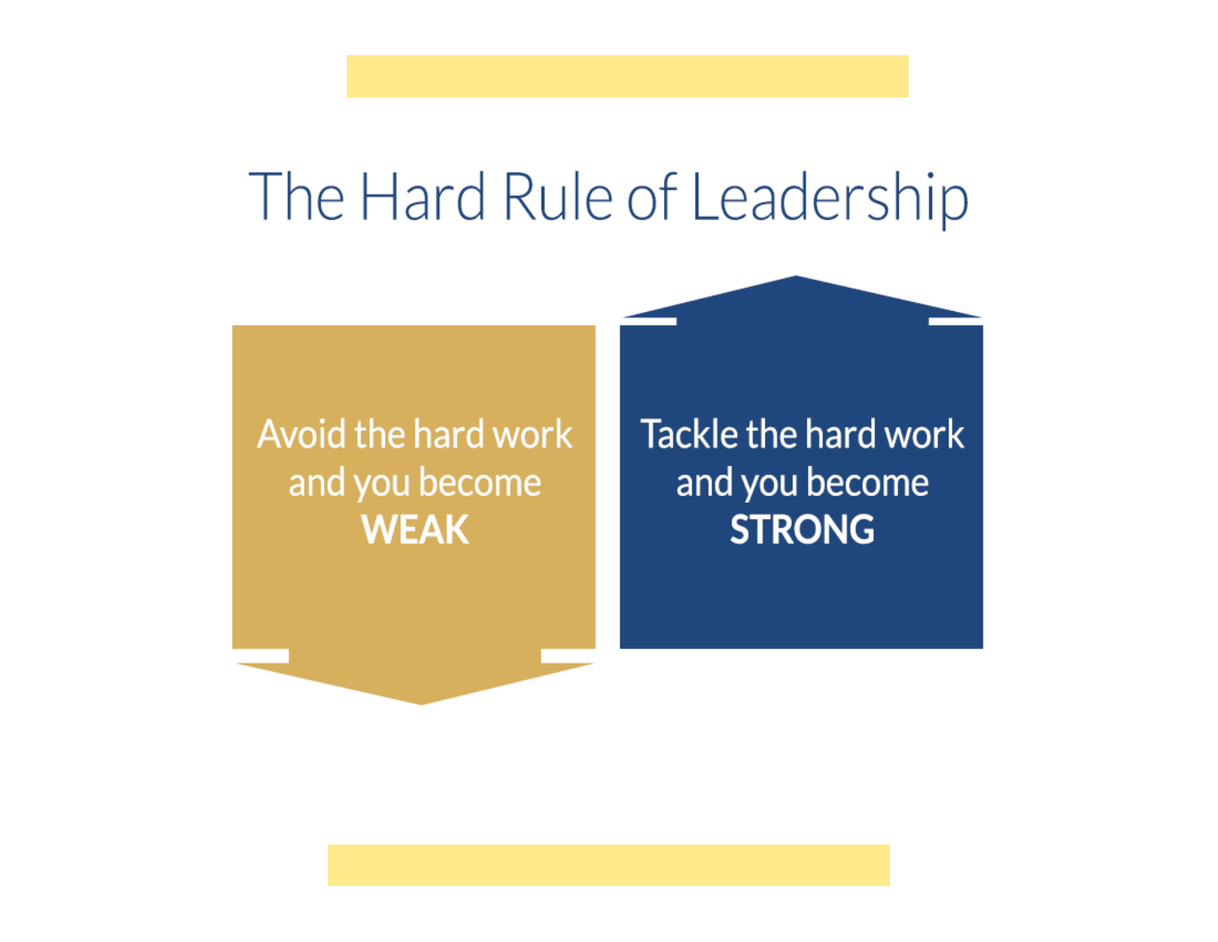# The Hard Rule of Leadership

Avoid the hard work and you become **WEAK**

Tackle the hard work and you become **STRONG**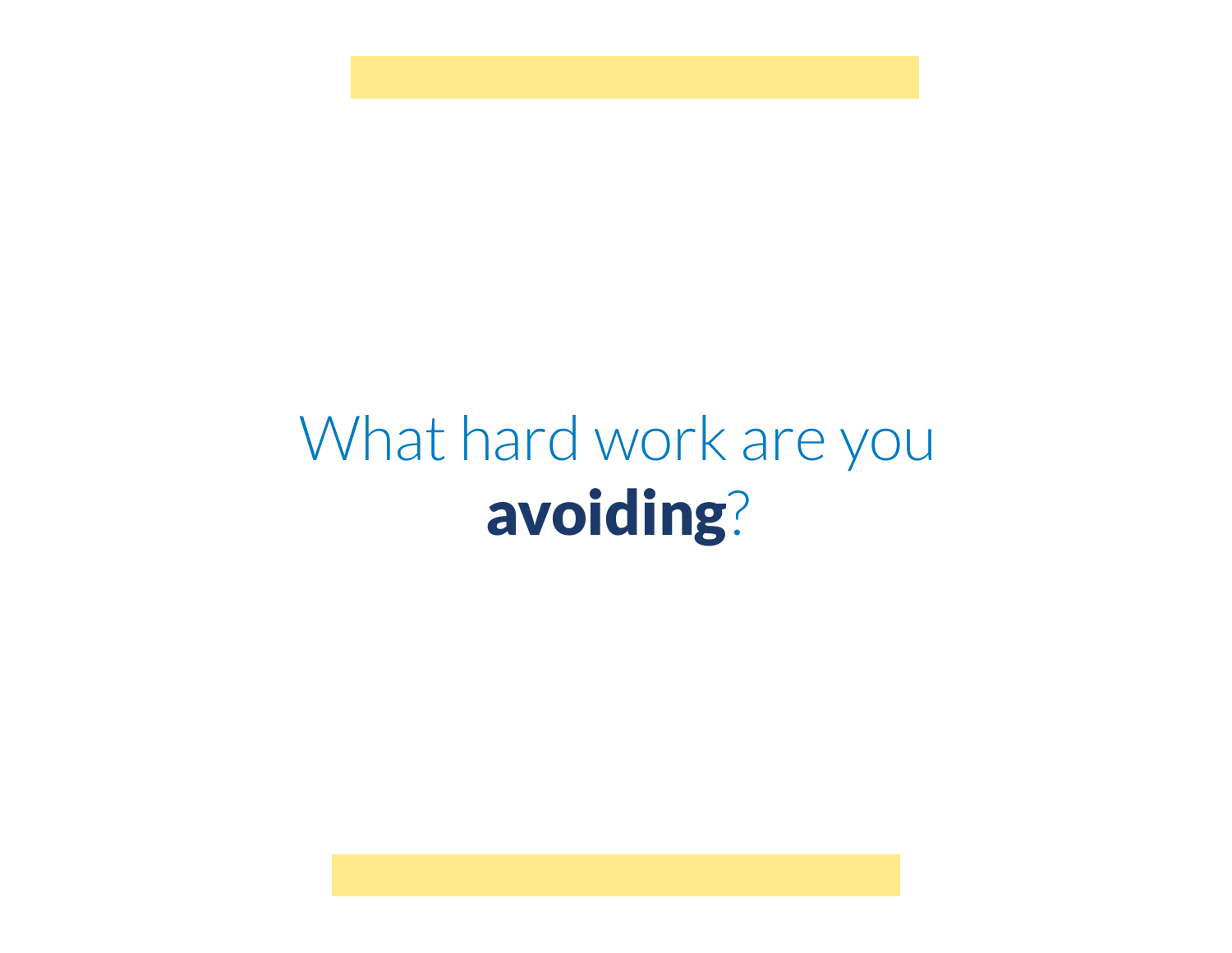What hard work are you **avoiding**?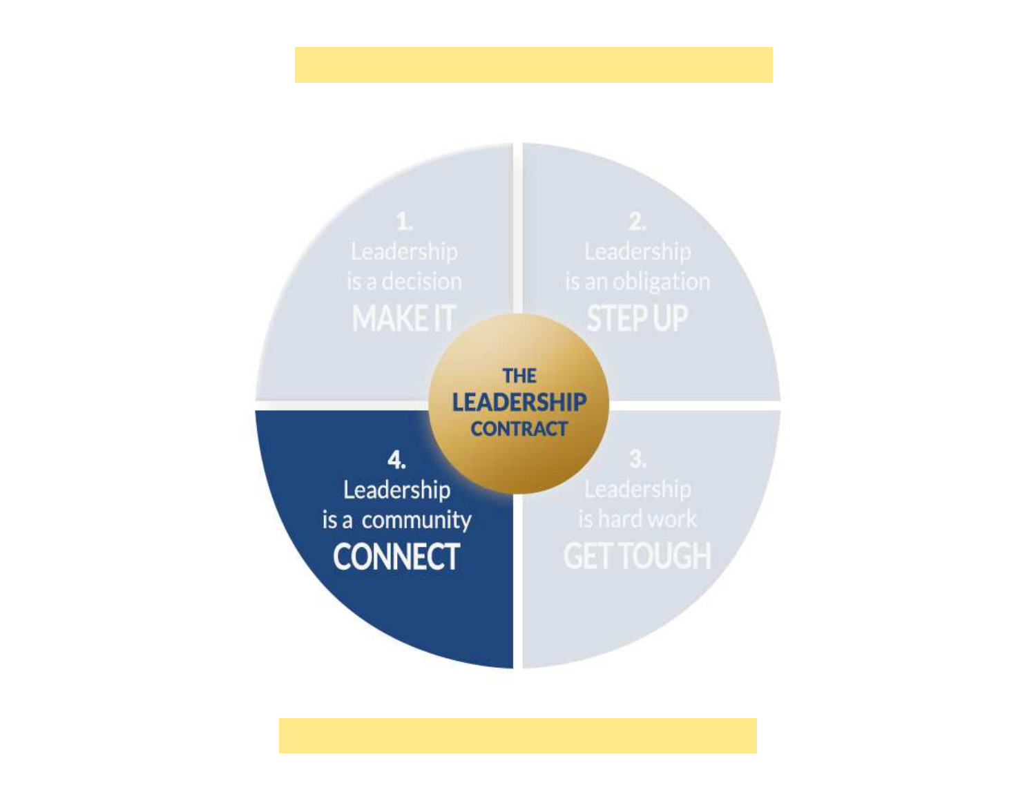THE LEADERSHIP CONTRACT

1.
Leadership is a decision
MAKE IT

2.
Leadership is an obligation
STEP UP

3.
Leadership is hard work
GET TOUGH

4.
Leadership is a community
CONNECT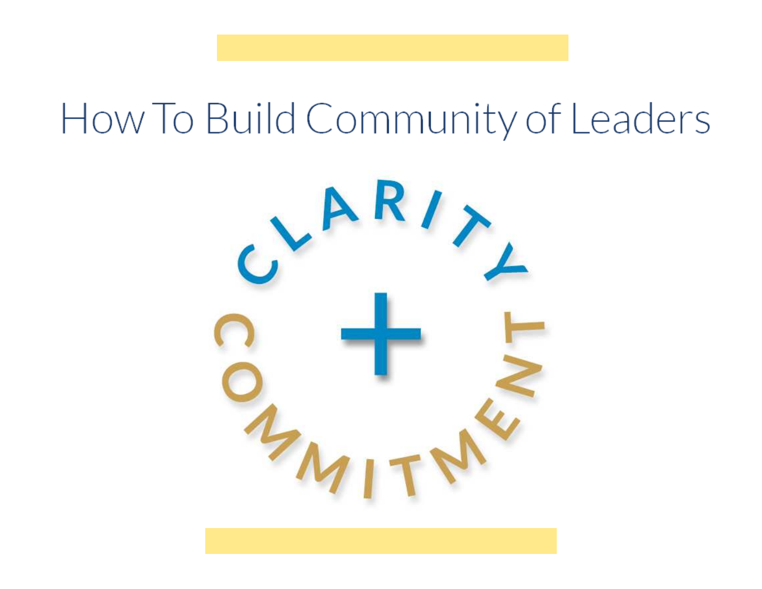# How To Build Community of Leaders

CLARITY

+

COMMITMENT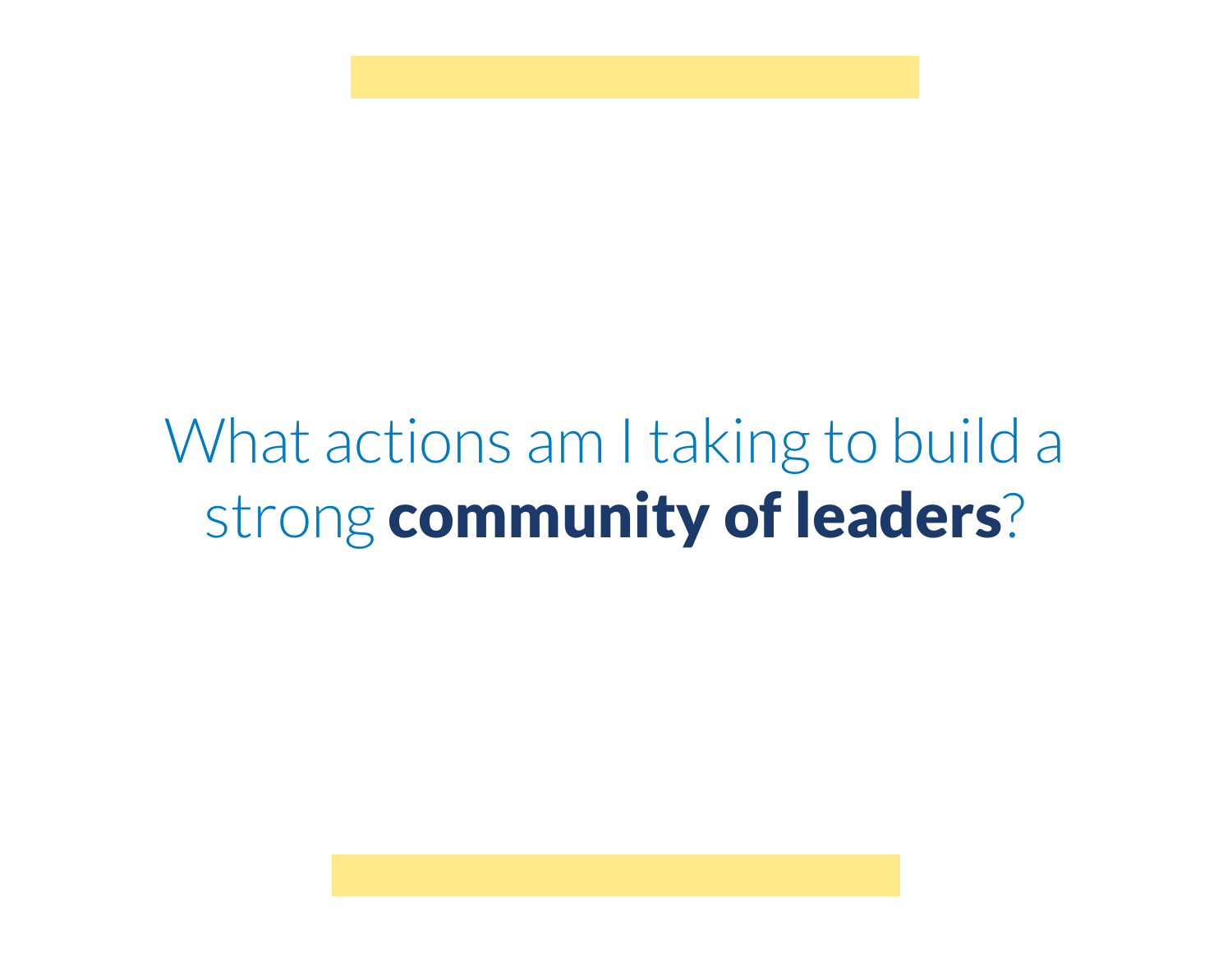What actions am I taking to build a strong **community of leaders**?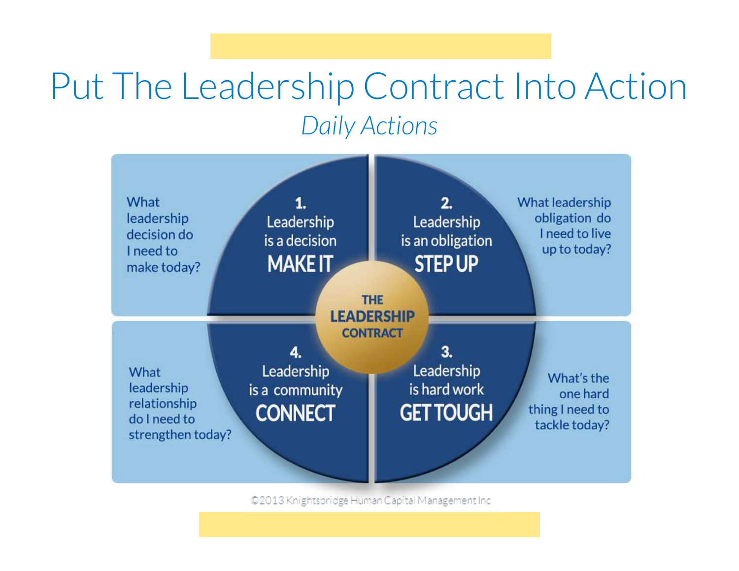# Put The Leadership Contract Into Action

*Daily Actions*

**THE LEADERSHIP CONTRACT**

**1.** Leadership is a decision
**MAKE IT**

What leadership decision do I need to make today?

**2.** Leadership is an obligation
**STEP UP**

What leadership obligation do I need to live up to today?

**3.** Leadership is hard work
**GET TOUGH**

What's the one hard thing I need to tackle today?

**4.** Leadership is a community
**CONNECT**

What leadership relationship do I need to strengthen today?

©2013 Knightsbridge Human Capital Management Inc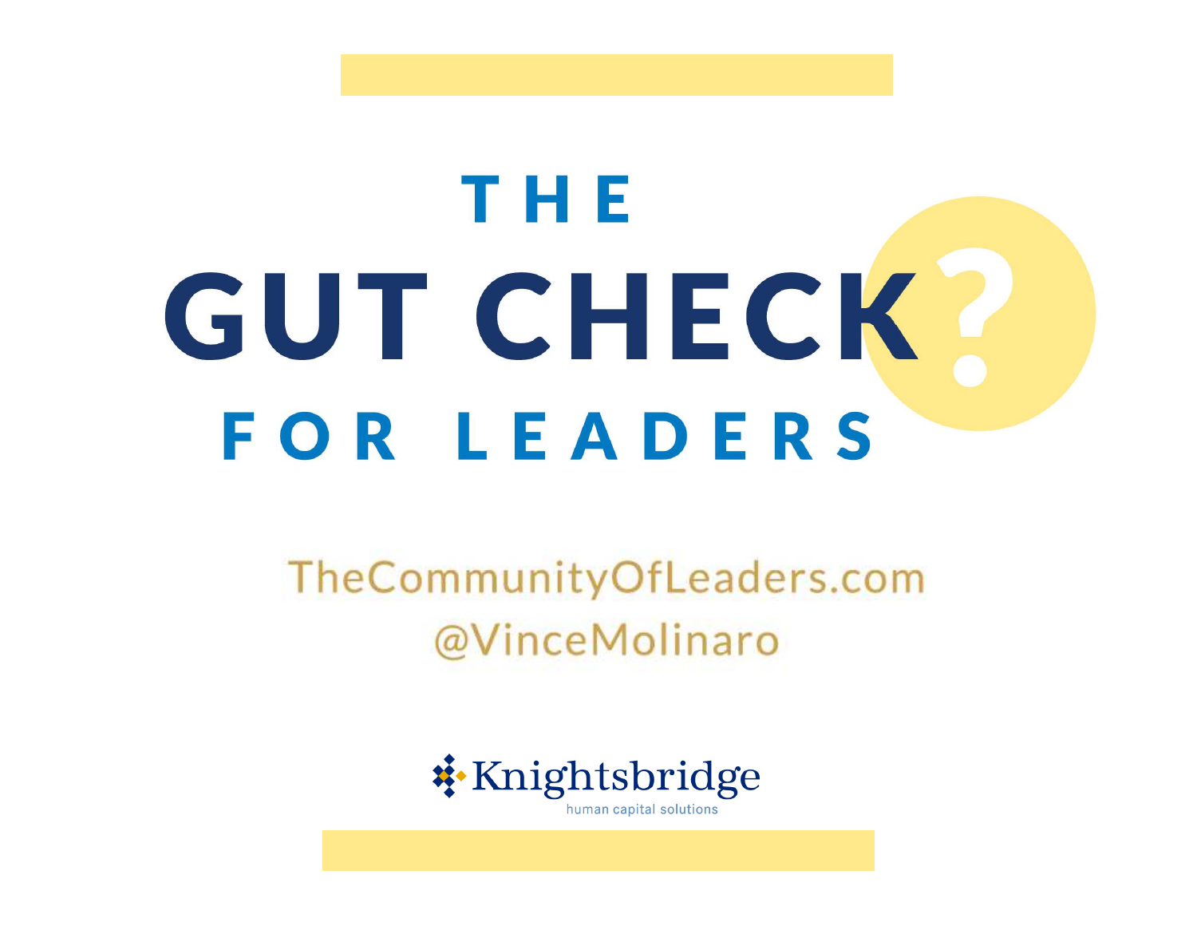# THE GUT CHECK FOR LEADERS

TheCommunityOfLeaders.com
@VinceMolinaro

Knightsbridge
human capital solutions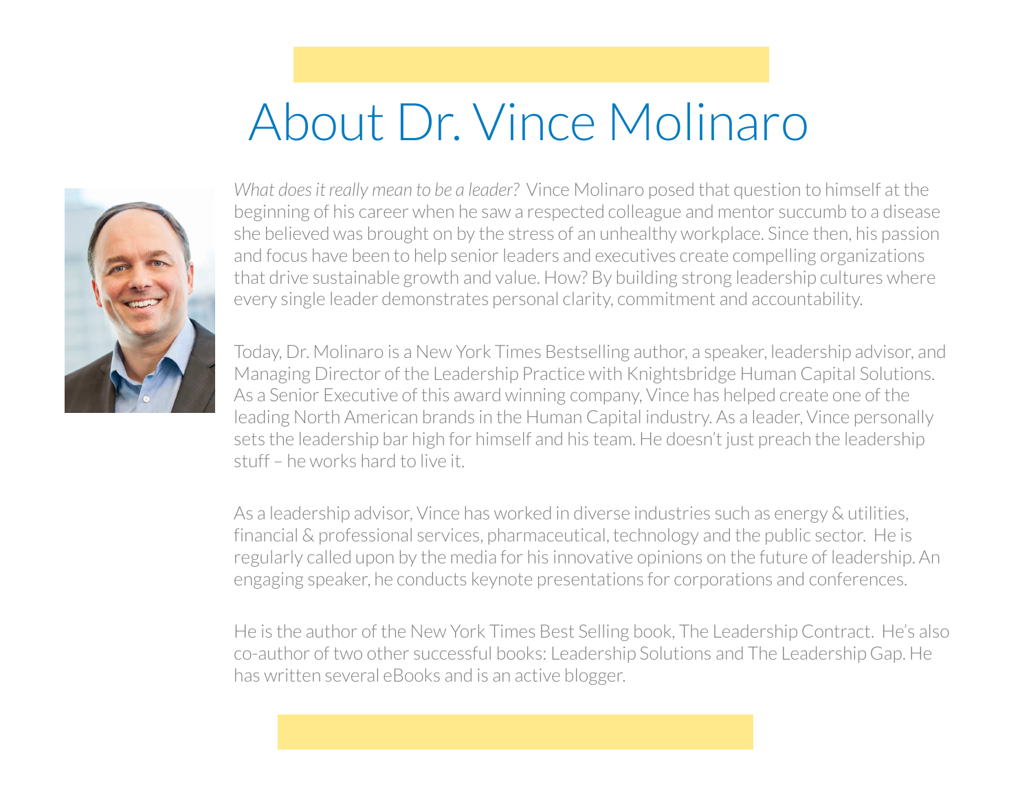# About Dr. Vince Molinaro

*What does it really mean to be a leader?* Vince Molinaro posed that question to himself at the beginning of his career when he saw a respected colleague and mentor succumb to a disease she believed was brought on by the stress of an unhealthy workplace. Since then, his passion and focus have been to help senior leaders and executives create compelling organizations that drive sustainable growth and value. How? By building strong leadership cultures where every single leader demonstrates personal clarity, commitment and accountability.

Today, Dr. Molinaro is a New York Times Bestselling author, a speaker, leadership advisor, and Managing Director of the Leadership Practice with Knightsbridge Human Capital Solutions. As a Senior Executive of this award winning company, Vince has helped create one of the leading North American brands in the Human Capital industry. As a leader, Vince personally sets the leadership bar high for himself and his team. He doesn't just preach the leadership stuff – he works hard to live it.

As a leadership advisor, Vince has worked in diverse industries such as energy & utilities, financial & professional services, pharmaceutical, technology and the public sector. He is regularly called upon by the media for his innovative opinions on the future of leadership. An engaging speaker, he conducts keynote presentations for corporations and conferences.

He is the author of the New York Times Best Selling book, The Leadership Contract. He's also co-author of two other successful books: Leadership Solutions and The Leadership Gap. He has written several eBooks and is an active blogger.